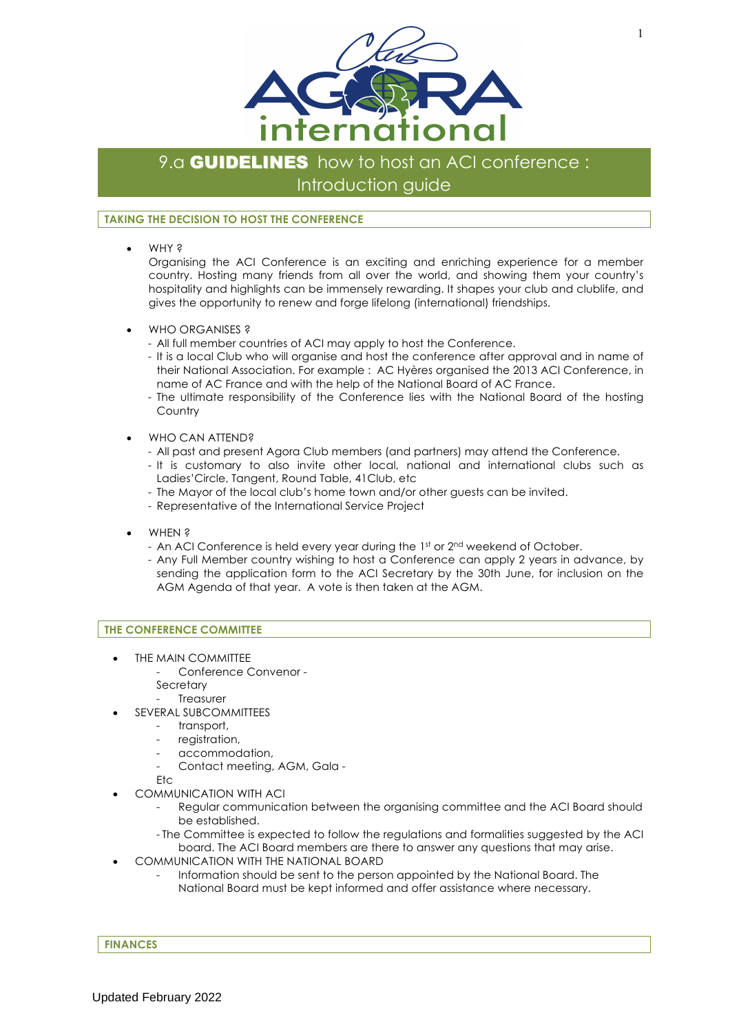# 9.a **GUIDELINES** how to host an ACI conference : Introduction guide

## TAKING THE DECISION TO HOST THE CONFERENCE

- WHY ?
  Organising the ACI Conference is an exciting and enriching experience for a member country. Hosting many friends from all over the world, and showing them your country's hospitality and highlights can be immensely rewarding. It shapes your club and clublife, and gives the opportunity to renew and forge lifelong (international) friendships.

- WHO ORGANISES ?
  - All full member countries of ACI may apply to host the Conference.
  - It is a local Club who will organise and host the conference after approval and in name of their National Association. For example : AC Hyères organised the 2013 ACI Conference, in name of AC France and with the help of the National Board of AC France.
  - The ultimate responsibility of the Conference lies with the National Board of the hosting Country

- WHO CAN ATTEND?
  - All past and present Agora Club members (and partners) may attend the Conference.
  - It is customary to also invite other local, national and international clubs such as Ladies'Circle, Tangent, Round Table, 41Club, etc
  - The Mayor of the local club's home town and/or other guests can be invited.
  - Representative of the International Service Project

- WHEN ?
  - An ACI Conference is held every year during the 1st or 2nd weekend of October.
  - Any Full Member country wishing to host a Conference can apply 2 years in advance, by sending the application form to the ACI Secretary by the 30th June, for inclusion on the AGM Agenda of that year. A vote is then taken at the AGM.

## THE CONFERENCE COMMITTEE

- THE MAIN COMMITTEE
  - Conference Convenor -
  Secretary
  - Treasurer
- SEVERAL SUBCOMMITTEES
  - transport,
  - registration,
  - accommodation,
  - Contact meeting, AGM, Gala -
  Etc
- COMMUNICATION WITH ACI
  - Regular communication between the organising committee and the ACI Board should be established.
  - The Committee is expected to follow the regulations and formalities suggested by the ACI board. The ACI Board members are there to answer any questions that may arise.
- COMMUNICATION WITH THE NATIONAL BOARD
  - Information should be sent to the person appointed by the National Board. The National Board must be kept informed and offer assistance where necessary.

## FINANCES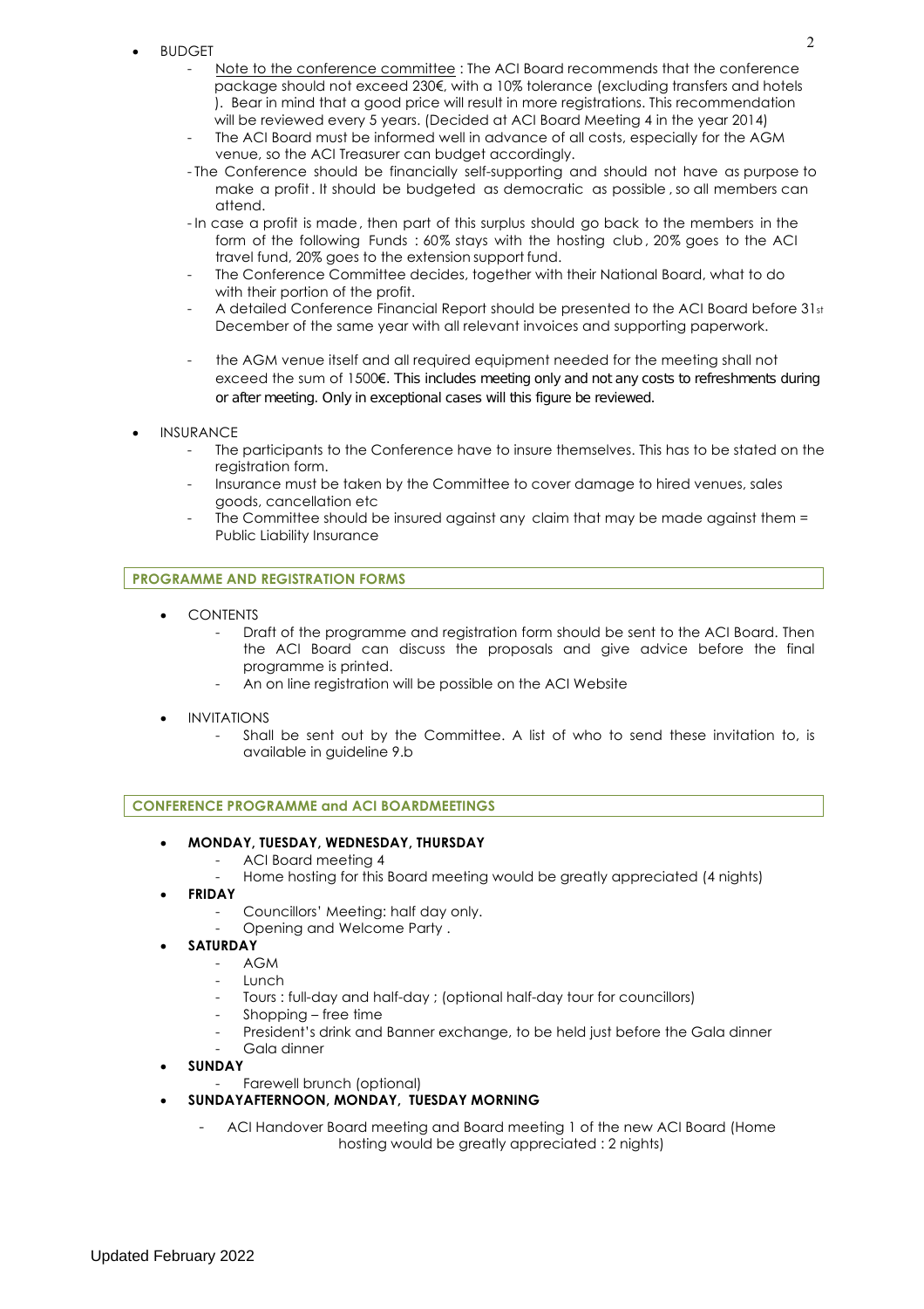- BUDGET
  - Note to the conference committee : The ACI Board recommends that the conference package should not exceed 230€, with a 10% tolerance (excluding transfers and hotels ). Bear in mind that a good price will result in more registrations. This recommendation will be reviewed every 5 years. (Decided at ACI Board Meeting 4 in the year 2014)
  - The ACI Board must be informed well in advance of all costs, especially for the AGM venue, so the ACI Treasurer can budget accordingly.
  - The Conference should be financially self-supporting and should not have as purpose to make a profit . It should be budgeted as democratic as possible , so all members can attend.
  - In case a profit is made , then part of this surplus should go back to the members in the form of the following Funds : 60% stays with the hosting club , 20% goes to the ACI travel fund, 20% goes to the extension support fund.
  - The Conference Committee decides, together with their National Board, what to do with their portion of the profit.
  - A detailed Conference Financial Report should be presented to the ACI Board before 31st December of the same year with all relevant invoices and supporting paperwork.
  - the AGM venue itself and all required equipment needed for the meeting shall not exceed the sum of 1500€. This includes meeting only and not any costs to refreshments during or after meeting. Only in exceptional cases will this figure be reviewed.

- INSURANCE
  - The participants to the Conference have to insure themselves. This has to be stated on the registration form.
  - Insurance must be taken by the Committee to cover damage to hired venues, sales goods, cancellation etc
  - The Committee should be insured against any claim that may be made against them = Public Liability Insurance

## PROGRAMME AND REGISTRATION FORMS

- CONTENTS
  - Draft of the programme and registration form should be sent to the ACI Board. Then the ACI Board can discuss the proposals and give advice before the final programme is printed.
  - An on line registration will be possible on the ACI Website

- INVITATIONS
  - Shall be sent out by the Committee. A list of who to send these invitation to, is available in guideline 9.b

## CONFERENCE PROGRAMME and ACI BOARDMEETINGS

- **MONDAY, TUESDAY, WEDNESDAY, THURSDAY**
  - ACI Board meeting 4
  - Home hosting for this Board meeting would be greatly appreciated (4 nights)
- **FRIDAY**
  - Councillors' Meeting: half day only.
  - Opening and Welcome Party .
- **SATURDAY**
  - AGM
  - Lunch
  - Tours : full-day and half-day ; (optional half-day tour for councillors)
  - Shopping – free time
  - President's drink and Banner exchange, to be held just before the Gala dinner
  - Gala dinner
- **SUNDAY**
  - Farewell brunch (optional)
- **SUNDAYAFTERNOON, MONDAY, TUESDAY MORNING**
  - ACI Handover Board meeting and Board meeting 1 of the new ACI Board (Home hosting would be greatly appreciated : 2 nights)

Updated February 2022